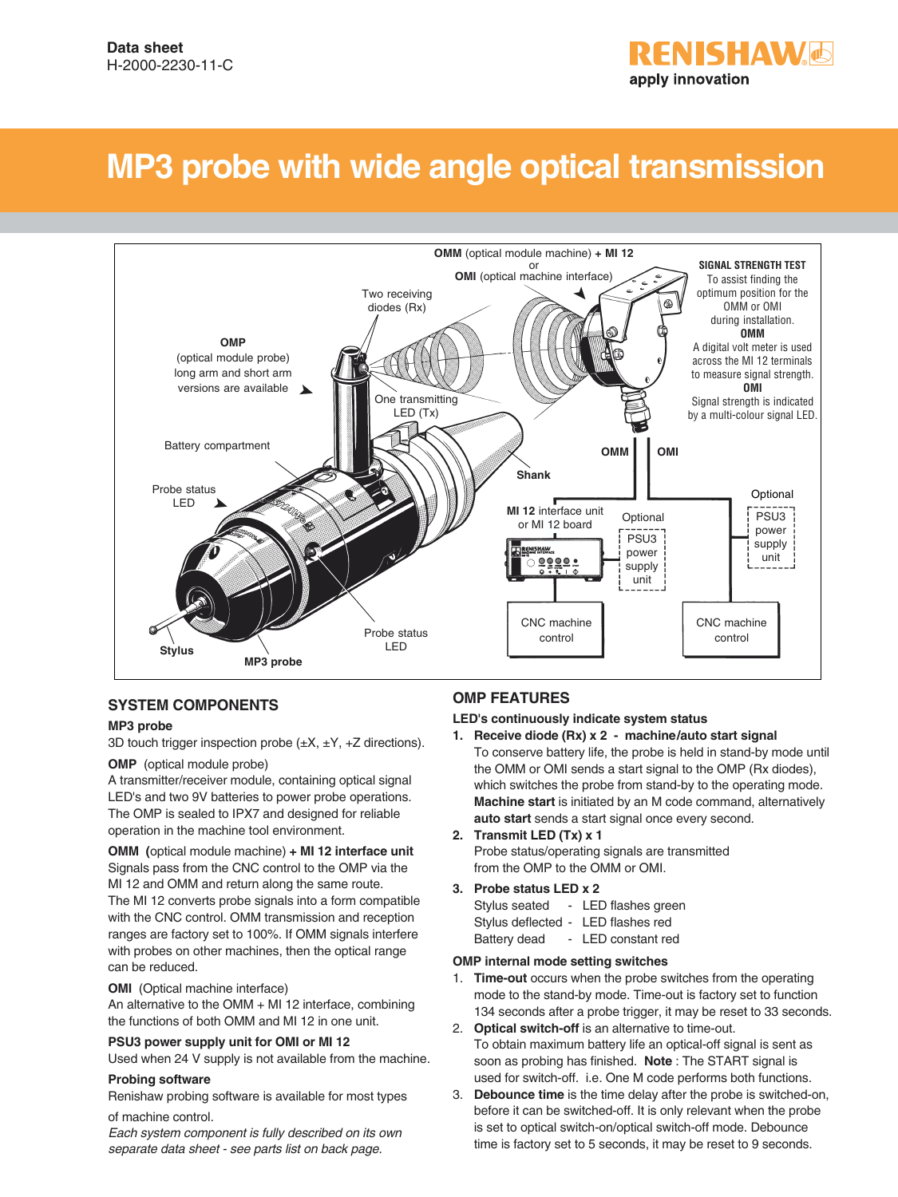Data sheet
H-2000-2230-11-C

RENISHAW
apply innovation

# MP3 probe with wide angle optical transmission

OMM (optical module machine) + MI 12 or OMI (optical machine interface)

Two receiving diodes (Rx)

OMP (optical module probe) long arm and short arm versions are available

One transmitting LED (Tx)

Battery compartment

Probe status LED

Shank

SIGNAL STRENGTH TEST
To assist finding the optimum position for the OMM or OMI during installation.
**OMM**
A digital volt meter is used across the MI 12 terminals to measure signal strength.
**OMI**
Signal strength is indicated by a multi-colour signal LED.

OMM | OMI

MI 12 interface unit or MI 12 board

Optional PSU3 power supply unit

Optional PSU3 power supply unit

CNC machine control

CNC machine control

Stylus

MP3 probe

Probe status LED

## SYSTEM COMPONENTS

**MP3 probe**
3D touch trigger inspection probe (±X, ±Y, +Z directions).

**OMP** (optical module probe)
A transmitter/receiver module, containing optical signal LED's and two 9V batteries to power probe operations. The OMP is sealed to IPX7 and designed for reliable operation in the machine tool environment.

**OMM (**optical module machine) **+ MI 12 interface unit**
Signals pass from the CNC control to the OMP via the MI 12 and OMM and return along the same route. The MI 12 converts probe signals into a form compatible with the CNC control. OMM transmission and reception ranges are factory set to 100%. If OMM signals interfere with probes on other machines, then the optical range can be reduced.

**OMI** (Optical machine interface)
An alternative to the OMM + MI 12 interface, combining the functions of both OMM and MI 12 in one unit.

**PSU3 power supply unit for OMI or MI 12**
Used when 24 V supply is not available from the machine.

**Probing software**
Renishaw probing software is available for most types of machine control.

*Each system component is fully described on its own separate data sheet - see parts list on back page.*

## OMP FEATURES

**LED's continuously indicate system status**

1. **Receive diode (Rx) x 2 - machine/auto start signal**
   To conserve battery life, the probe is held in stand-by mode until the OMM or OMI sends a start signal to the OMP (Rx diodes), which switches the probe from stand-by to the operating mode. **Machine start** is initiated by an M code command, alternatively **auto start** sends a start signal once every second.
2. **Transmit LED (Tx) x 1**
   Probe status/operating signals are transmitted from the OMP to the OMM or OMI.
3. **Probe status LED x 2**
   Stylus seated - LED flashes green
   Stylus deflected - LED flashes red
   Battery dead - LED constant red

**OMP internal mode setting switches**

1. **Time-out** occurs when the probe switches from the operating mode to the stand-by mode. Time-out is factory set to function 134 seconds after a probe trigger, it may be reset to 33 seconds.
2. **Optical switch-off** is an alternative to time-out.
   To obtain maximum battery life an optical-off signal is sent as soon as probing has finished. **Note** : The START signal is used for switch-off. i.e. One M code performs both functions.
3. **Debounce time** is the time delay after the probe is switched-on, before it can be switched-off. It is only relevant when the probe is set to optical switch-on/optical switch-off mode. Debounce time is factory set to 5 seconds, it may be reset to 9 seconds.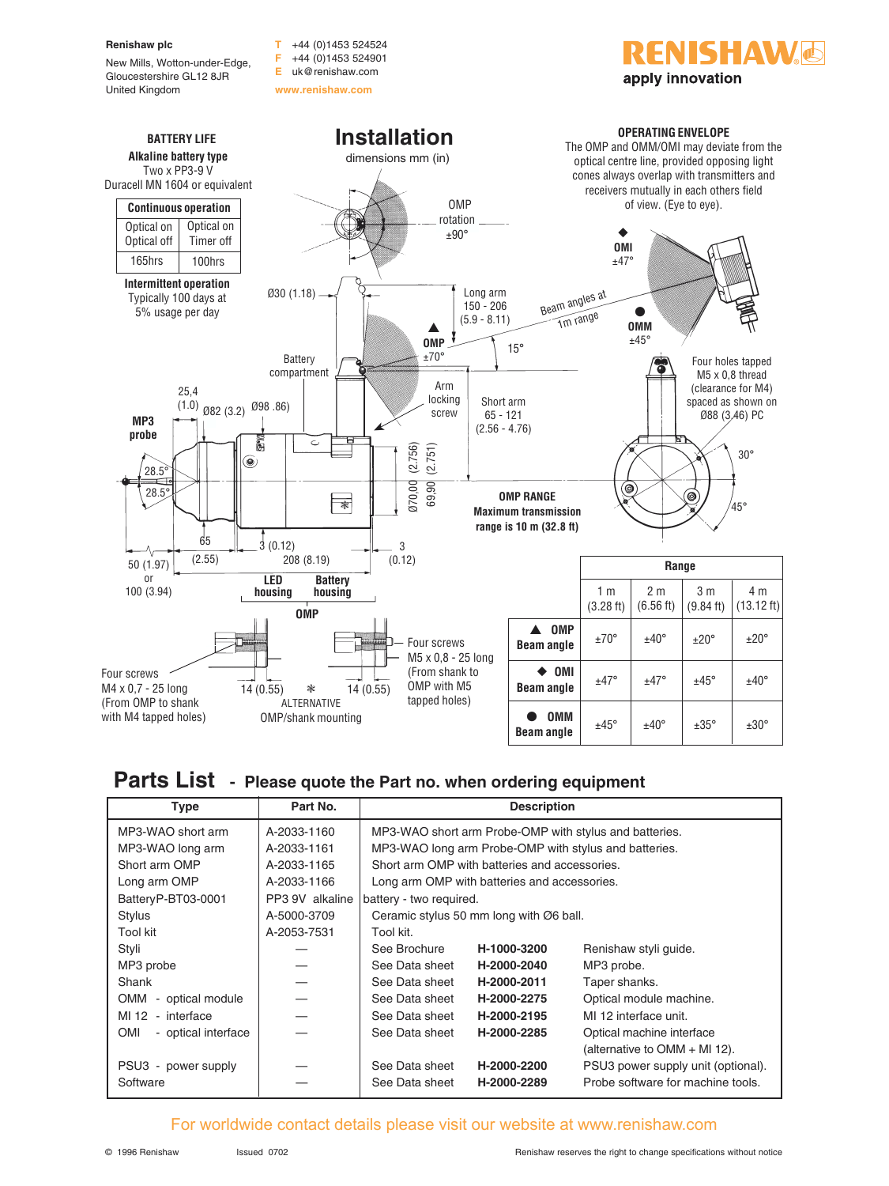Renishaw plc

New Mills, Wotton-under-Edge, Gloucestershire GL12 8JR United Kingdom

T +44 (0)1453 524524
F +44 (0)1453 524901
E uk@renishaw.com

www.renishaw.com

RENISHAW apply innovation

# Installation

dimensions mm (in)

### BATTERY LIFE

**Alkaline battery type**
Two x PP3-9 V
Duracell MN 1604 or equivalent

| Continuous operation | |
|---|---|
| Optical on Optical off | Optical on Timer off |
| 165hrs | 100hrs |

**Intermittent operation**
Typically 100 days at 5% usage per day

### OPERATING ENVELOPE

The OMP and OMM/OMI may deviate from the optical centre line, provided opposing light cones always overlap with transmitters and receivers mutually in each others field of view. (Eye to eye).

OMP rotation ±90°

OMI ±47°

OMM ±45°

OMP ±70°

Beam angles at 1m range

15°

Ø30 (1.18)

Long arm 150 - 206 (5.9 - 8.11)

Short arm 65 - 121 (2.56 - 4.76)

Battery compartment

Arm locking screw

MP3 probe

25,4 (1.0)

Ø82 (3.2)

Ø98 .86)

28.5°

28.5°

65 (2.55)

50 (1.97) or 100 (3.94)

3 (0.12)

208 (8.19)

3 (0.12)

Ø70,00 (2.756)

69,90 (2.751)

LED housing

Battery housing

OMP

Four holes tapped M5 x 0,8 thread (clearance for M4) spaced as shown on Ø88 (3,46) PC

30°

45°

**OMP RANGE**
**Maximum transmission range is 10 m (32.8 ft)**

Four screws M4 x 0,7 - 25 long (From OMP to shank with M4 tapped holes)

14 (0.55)

14 (0.55)

ALTERNATIVE OMP/shank mounting

Four screws M5 x 0,8 - 25 long (From shank to OMP with M5 tapped holes)

| | Range | | | |
|---|---|---|---|---|
| | 1 m (3.28 ft) | 2 m (6.56 ft) | 3 m (9.84 ft) | 4 m (13.12 ft) |
| ▲ OMP Beam angle | ±70° | ±40° | ±20° | ±20° |
| ◆ OMI Beam angle | ±47° | ±47° | ±45° | ±40° |
| ● OMM Beam angle | ±45° | ±40° | ±35° | ±30° |

# Parts List - Please quote the Part no. when ordering equipment

| Type | Part No. | Description | | |
|---|---|---|---|---|
| MP3-WAO short arm | A-2033-1160 | MP3-WAO short arm Probe-OMP with stylus and batteries. | | |
| MP3-WAO long arm | A-2033-1161 | MP3-WAO long arm Probe-OMP with stylus and batteries. | | |
| Short arm OMP | A-2033-1165 | Short arm OMP with batteries and accessories. | | |
| Long arm OMP | A-2033-1166 | Long arm OMP with batteries and accessories. | | |
| BatteryP-BT03-0001 | PP3 9V alkaline | battery - two required. | | |
| Stylus | A-5000-3709 | Ceramic stylus 50 mm long with Ø6 ball. | | |
| Tool kit | A-2053-7531 | Tool kit. | | |
| Styli | — | See Brochure | **H-1000-3200** | Renishaw styli guide. |
| MP3 probe | — | See Data sheet | **H-2000-2040** | MP3 probe. |
| Shank | — | See Data sheet | **H-2000-2011** | Taper shanks. |
| OMM - optical module | — | See Data sheet | **H-2000-2275** | Optical module machine. |
| MI 12 - interface | — | See Data sheet | **H-2000-2195** | MI 12 interface unit. |
| OMI - optical interface | — | See Data sheet | **H-2000-2285** | Optical machine interface (alternative to OMM + MI 12). |
| PSU3 - power supply | — | See Data sheet | **H-2000-2200** | PSU3 power supply unit (optional). |
| Software | — | See Data sheet | **H-2000-2289** | Probe software for machine tools. |

For worldwide contact details please visit our website at www.renishaw.com

© 1996 Renishaw Issued 0702 Renishaw reserves the right to change specifications without notice